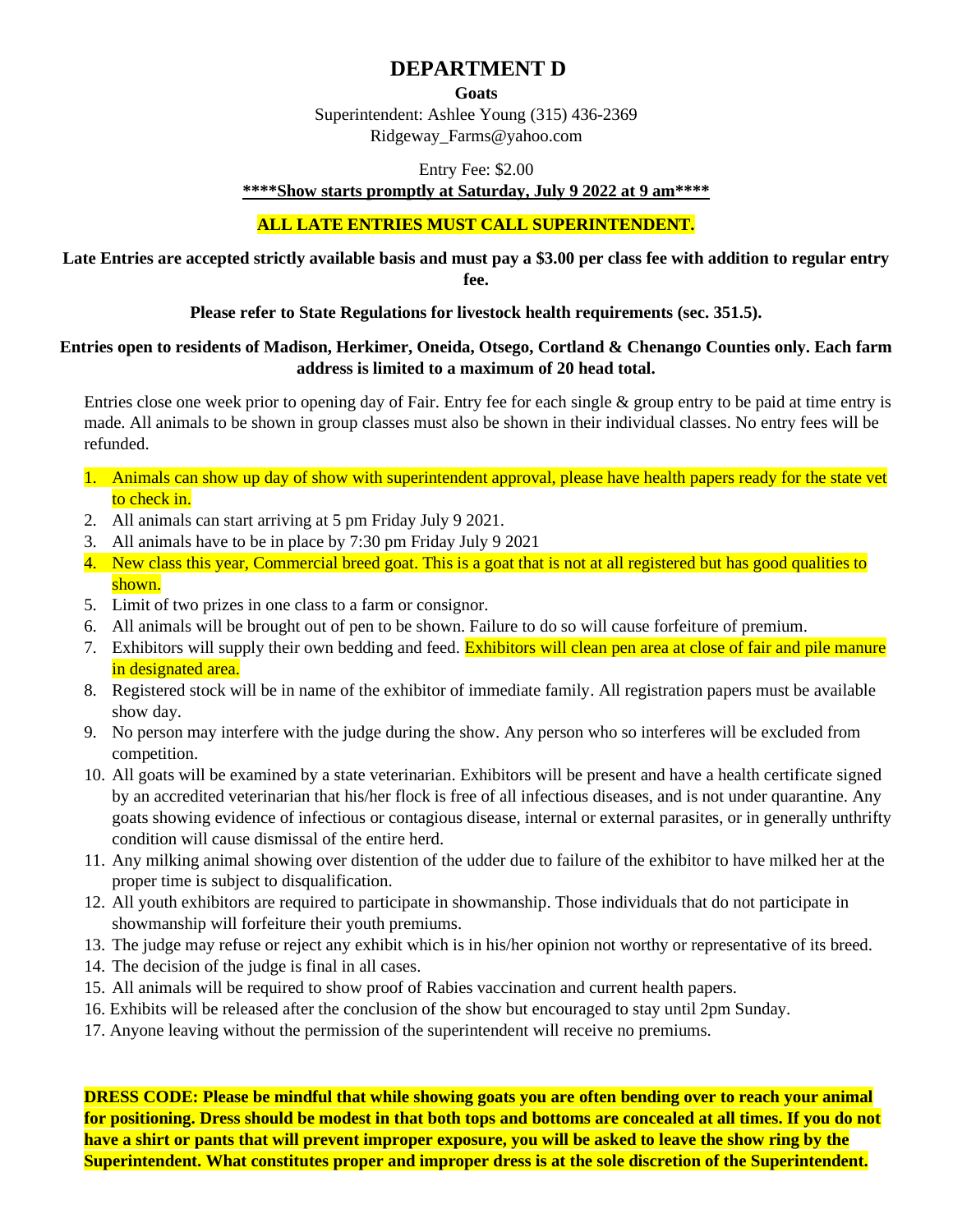# DEPARTMENT D

**Goats**

Superintendent: Ashlee Young (315) 436-2369
Ridgeway_Farms@yahoo.com

Entry Fee: $2.00

**\*\*\*\*Show starts promptly at Saturday, July 9 2022 at 9 am\*\*\*\***

**ALL LATE ENTRIES MUST CALL SUPERINTENDENT.**

**Late Entries are accepted strictly available basis and must pay a $3.00 per class fee with addition to regular entry fee.**

**Please refer to State Regulations for livestock health requirements (sec. 351.5).**

**Entries open to residents of Madison, Herkimer, Oneida, Otsego, Cortland & Chenango Counties only. Each farm address is limited to a maximum of 20 head total.**

Entries close one week prior to opening day of Fair. Entry fee for each single & group entry to be paid at time entry is made. All animals to be shown in group classes must also be shown in their individual classes. No entry fees will be refunded.

1. Animals can show up day of show with superintendent approval, please have health papers ready for the state vet to check in.
2. All animals can start arriving at 5 pm Friday July 9 2021.
3. All animals have to be in place by 7:30 pm Friday July 9 2021
4. New class this year, Commercial breed goat. This is a goat that is not at all registered but has good qualities to shown.
5. Limit of two prizes in one class to a farm or consignor.
6. All animals will be brought out of pen to be shown. Failure to do so will cause forfeiture of premium.
7. Exhibitors will supply their own bedding and feed. Exhibitors will clean pen area at close of fair and pile manure in designated area.
8. Registered stock will be in name of the exhibitor of immediate family. All registration papers must be available show day.
9. No person may interfere with the judge during the show. Any person who so interferes will be excluded from competition.
10. All goats will be examined by a state veterinarian. Exhibitors will be present and have a health certificate signed by an accredited veterinarian that his/her flock is free of all infectious diseases, and is not under quarantine. Any goats showing evidence of infectious or contagious disease, internal or external parasites, or in generally unthrifty condition will cause dismissal of the entire herd.
11. Any milking animal showing over distention of the udder due to failure of the exhibitor to have milked her at the proper time is subject to disqualification.
12. All youth exhibitors are required to participate in showmanship. Those individuals that do not participate in showmanship will forfeiture their youth premiums.
13. The judge may refuse or reject any exhibit which is in his/her opinion not worthy or representative of its breed.
14. The decision of the judge is final in all cases.
15. All animals will be required to show proof of Rabies vaccination and current health papers.
16. Exhibits will be released after the conclusion of the show but encouraged to stay until 2pm Sunday.
17. Anyone leaving without the permission of the superintendent will receive no premiums.

**DRESS CODE: Please be mindful that while showing goats you are often bending over to reach your animal for positioning. Dress should be modest in that both tops and bottoms are concealed at all times. If you do not have a shirt or pants that will prevent improper exposure, you will be asked to leave the show ring by the Superintendent. What constitutes proper and improper dress is at the sole discretion of the Superintendent.**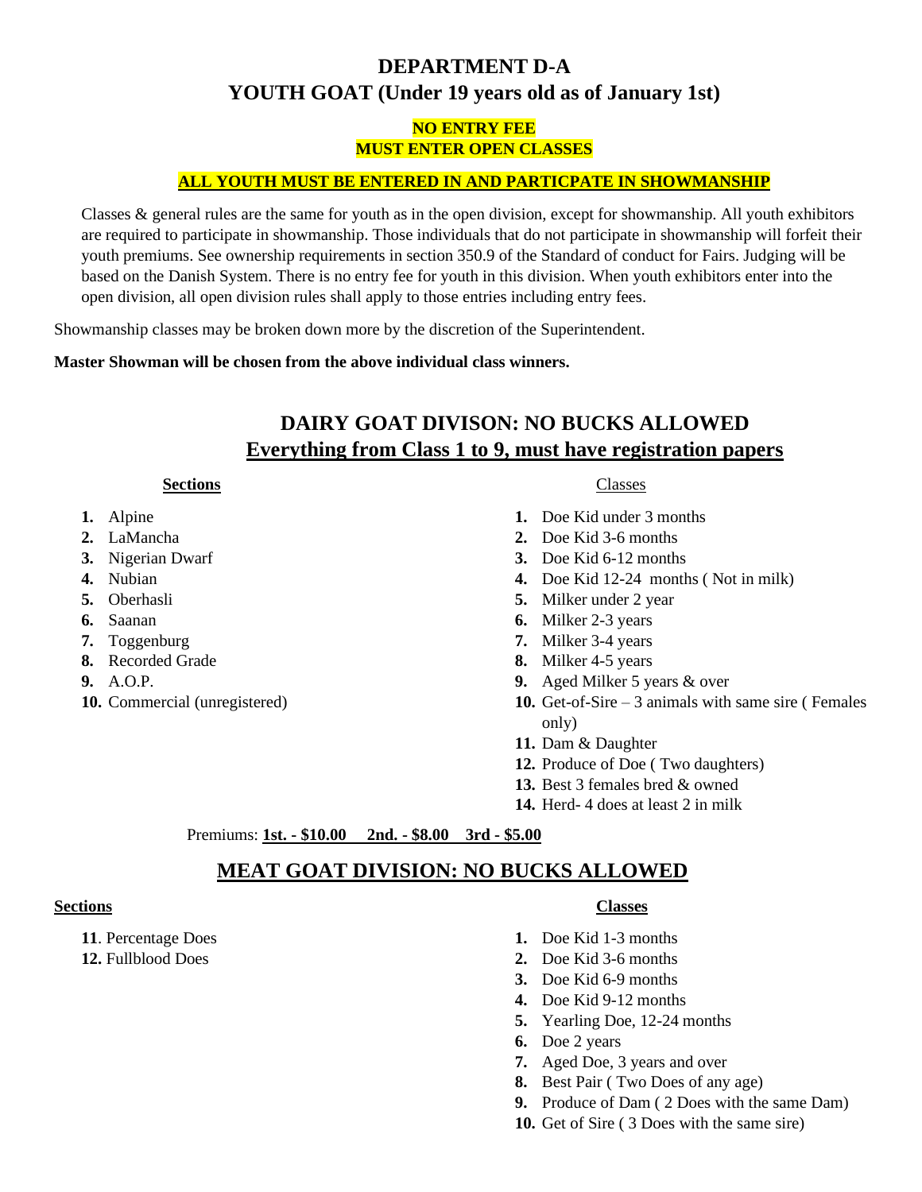# DEPARTMENT D-A
# YOUTH GOAT (Under 19 years old as of January 1st)

**NO ENTRY FEE**
**MUST ENTER OPEN CLASSES**

**ALL YOUTH MUST BE ENTERED IN AND PARTICPATE IN SHOWMANSHIP**

Classes & general rules are the same for youth as in the open division, except for showmanship. All youth exhibitors are required to participate in showmanship. Those individuals that do not participate in showmanship will forfeit their youth premiums. See ownership requirements in section 350.9 of the Standard of conduct for Fairs. Judging will be based on the Danish System. There is no entry fee for youth in this division. When youth exhibitors enter into the open division, all open division rules shall apply to those entries including entry fees.

Showmanship classes may be broken down more by the discretion of the Superintendent.

**Master Showman will be chosen from the above individual class winners.**

## DAIRY GOAT DIVISON: NO BUCKS ALLOWED
## Everything from Class 1 to 9, must have registration papers

**Sections**

1. Alpine
2. LaMancha
3. Nigerian Dwarf
4. Nubian
5. Oberhasli
6. Saanan
7. Toggenburg
8. Recorded Grade
9. A.O.P.
10. Commercial (unregistered)

Classes

1. Doe Kid under 3 months
2. Doe Kid 3-6 months
3. Doe Kid 6-12 months
4. Doe Kid 12-24 months ( Not in milk)
5. Milker under 2 year
6. Milker 2-3 years
7. Milker 3-4 years
8. Milker 4-5 years
9. Aged Milker 5 years & over
10. Get-of-Sire – 3 animals with same sire ( Females only)
11. Dam & Daughter
12. Produce of Doe ( Two daughters)
13. Best 3 females bred & owned
14. Herd- 4 does at least 2 in milk

Premiums: **1st. - $10.00 2nd. - $8.00 3rd - $5.00**

## MEAT GOAT DIVISION: NO BUCKS ALLOWED

**Sections**

11. Percentage Does
12. Fullblood Does

**Classes**

1. Doe Kid 1-3 months
2. Doe Kid 3-6 months
3. Doe Kid 6-9 months
4. Doe Kid 9-12 months
5. Yearling Doe, 12-24 months
6. Doe 2 years
7. Aged Doe, 3 years and over
8. Best Pair ( Two Does of any age)
9. Produce of Dam ( 2 Does with the same Dam)
10. Get of Sire ( 3 Does with the same sire)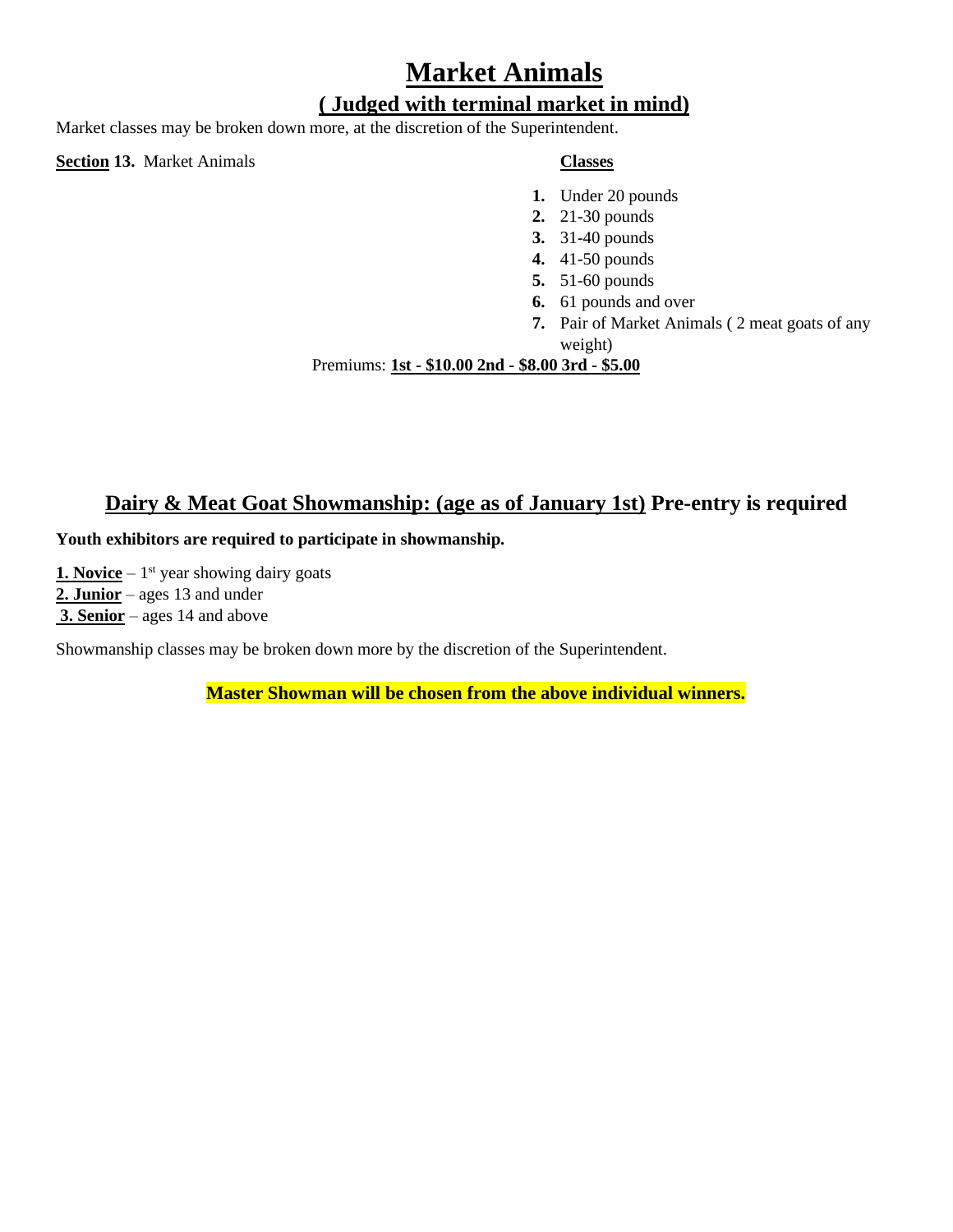# Market Animals

## ( Judged with terminal market in mind)

Market classes may be broken down more, at the discretion of the Superintendent.

**Section 13.** Market Animals

**Classes**

1. Under 20 pounds
2. 21-30 pounds
3. 31-40 pounds
4. 41-50 pounds
5. 51-60 pounds
6. 61 pounds and over
7. Pair of Market Animals ( 2 meat goats of any weight)

Premiums: **1st - $10.00 2nd - $8.00 3rd - $5.00**

## Dairy & Meat Goat Showmanship: (age as of January 1st) Pre-entry is required

**Youth exhibitors are required to participate in showmanship.**

**1. Novice** – 1st year showing dairy goats
**2. Junior** – ages 13 and under
**3. Senior** – ages 14 and above

Showmanship classes may be broken down more by the discretion of the Superintendent.

**Master Showman will be chosen from the above individual winners.**